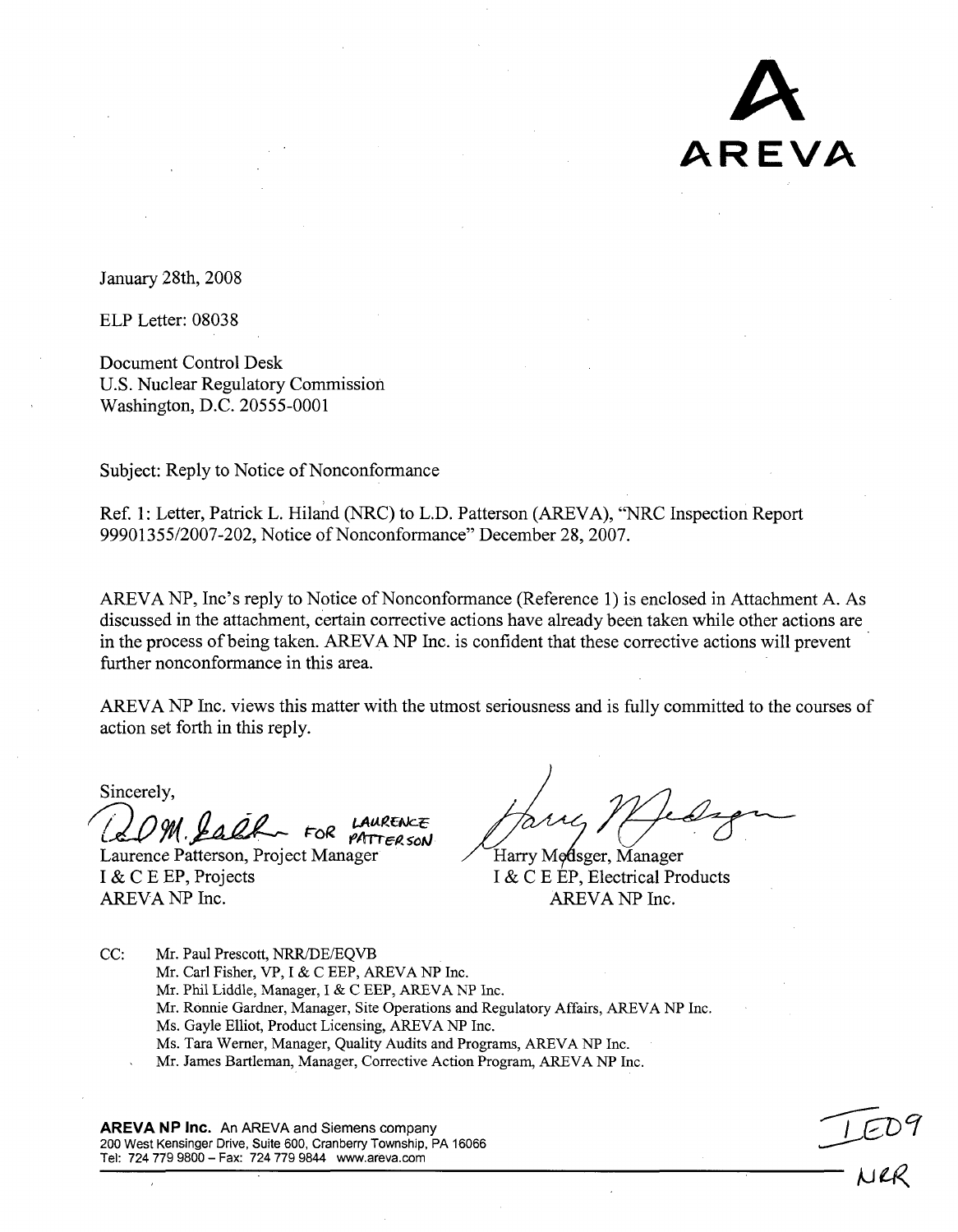AREVA

January 28th, 2008

ELP Letter: 08038

Document Control Desk
U.S. Nuclear Regulatory Commission
Washington, D.C. 20555-0001

Subject: Reply to Notice of Nonconformance

Ref. 1: Letter, Patrick L. Hiland (NRC) to L.D. Patterson (AREVA), "NRC Inspection Report 99901355/2007-202, Notice of Nonconformance" December 28, 2007.

AREVA NP, Inc's reply to Notice of Nonconformance (Reference 1) is enclosed in Attachment A. As discussed in the attachment, certain corrective actions have already been taken while other actions are in the process of being taken. AREVA NP Inc. is confident that these corrective actions will prevent further nonconformance in this area.

AREVA NP Inc. views this matter with the utmost seriousness and is fully committed to the courses of action set forth in this reply.

Sincerely,

FOR LAURENCE PATTERSON

Laurence Patterson, Project Manager
I & C E EP, Projects
AREVA NP Inc.

Harry Medsger, Manager
I & C E EP, Electrical Products
AREVA NP Inc.

CC: Mr. Paul Prescott, NRR/DE/EQVB
Mr. Carl Fisher, VP, I & C EEP, AREVA NP Inc.
Mr. Phil Liddle, Manager, I & C EEP, AREVA NP Inc.
Mr. Ronnie Gardner, Manager, Site Operations and Regulatory Affairs, AREVA NP Inc.
Ms. Gayle Elliot, Product Licensing, AREVA NP Inc.
Ms. Tara Werner, Manager, Quality Audits and Programs, AREVA NP Inc.
Mr. James Bartleman, Manager, Corrective Action Program, AREVA NP Inc.

**AREVA NP Inc.** An AREVA and Siemens company
200 West Kensinger Drive, Suite 600, Cranberry Township, PA 16066
Tel: 724 779 9800 – Fax: 724 779 9844 www.areva.com

IE09
NRR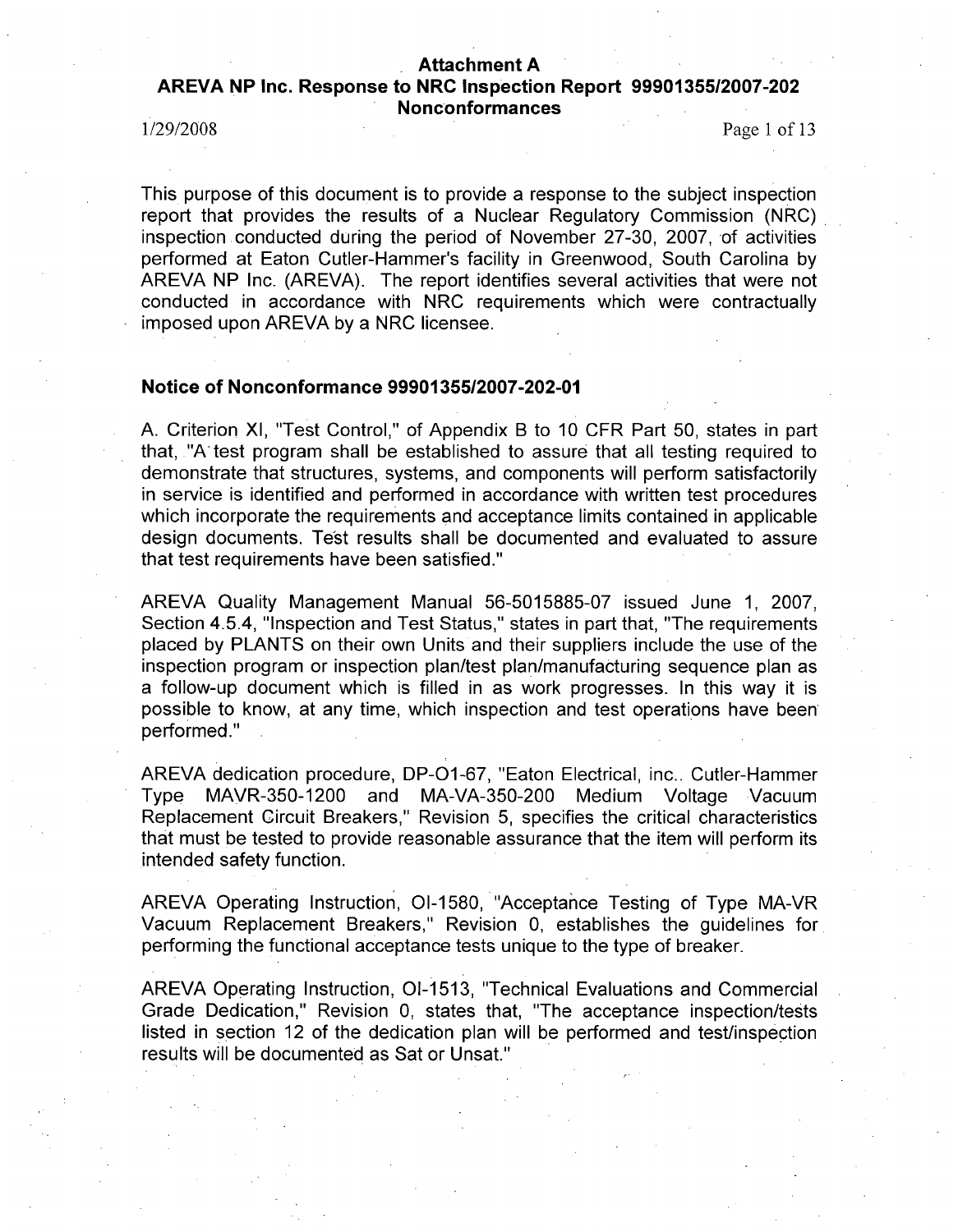# Attachment A
## AREVA NP Inc. Response to NRC Inspection Report 99901355/2007-202 Nonconformances

1/29/2008

This purpose of this document is to provide a response to the subject inspection report that provides the results of a Nuclear Regulatory Commission (NRC) inspection conducted during the period of November 27-30, 2007, of activities performed at Eaton Cutler-Hammer's facility in Greenwood, South Carolina by AREVA NP Inc. (AREVA). The report identifies several activities that were not conducted in accordance with NRC requirements which were contractually imposed upon AREVA by a NRC licensee.

### Notice of Nonconformance 99901355/2007-202-01

A. Criterion XI, "Test Control," of Appendix B to 10 CFR Part 50, states in part that, "A test program shall be established to assure that all testing required to demonstrate that structures, systems, and components will perform satisfactorily in service is identified and performed in accordance with written test procedures which incorporate the requirements and acceptance limits contained in applicable design documents. Test results shall be documented and evaluated to assure that test requirements have been satisfied."

AREVA Quality Management Manual 56-5015885-07 issued June 1, 2007, Section 4.5.4, "Inspection and Test Status," states in part that, "The requirements placed by PLANTS on their own Units and their suppliers include the use of the inspection program or inspection plan/test plan/manufacturing sequence plan as a follow-up document which is filled in as work progresses. In this way it is possible to know, at any time, which inspection and test operations have been performed."

AREVA dedication procedure, DP-O1-67, "Eaton Electrical, inc.. Cutler-Hammer Type MAVR-350-1200 and MA-VA-350-200 Medium Voltage Vacuum Replacement Circuit Breakers," Revision 5, specifies the critical characteristics that must be tested to provide reasonable assurance that the item will perform its intended safety function.

AREVA Operating Instruction, OI-1580, "Acceptance Testing of Type MA-VR Vacuum Replacement Breakers," Revision 0, establishes the guidelines for performing the functional acceptance tests unique to the type of breaker.

AREVA Operating Instruction, OI-1513, "Technical Evaluations and Commercial Grade Dedication," Revision 0, states that, "The acceptance inspection/tests listed in section 12 of the dedication plan will be performed and test/inspection results will be documented as Sat or Unsat."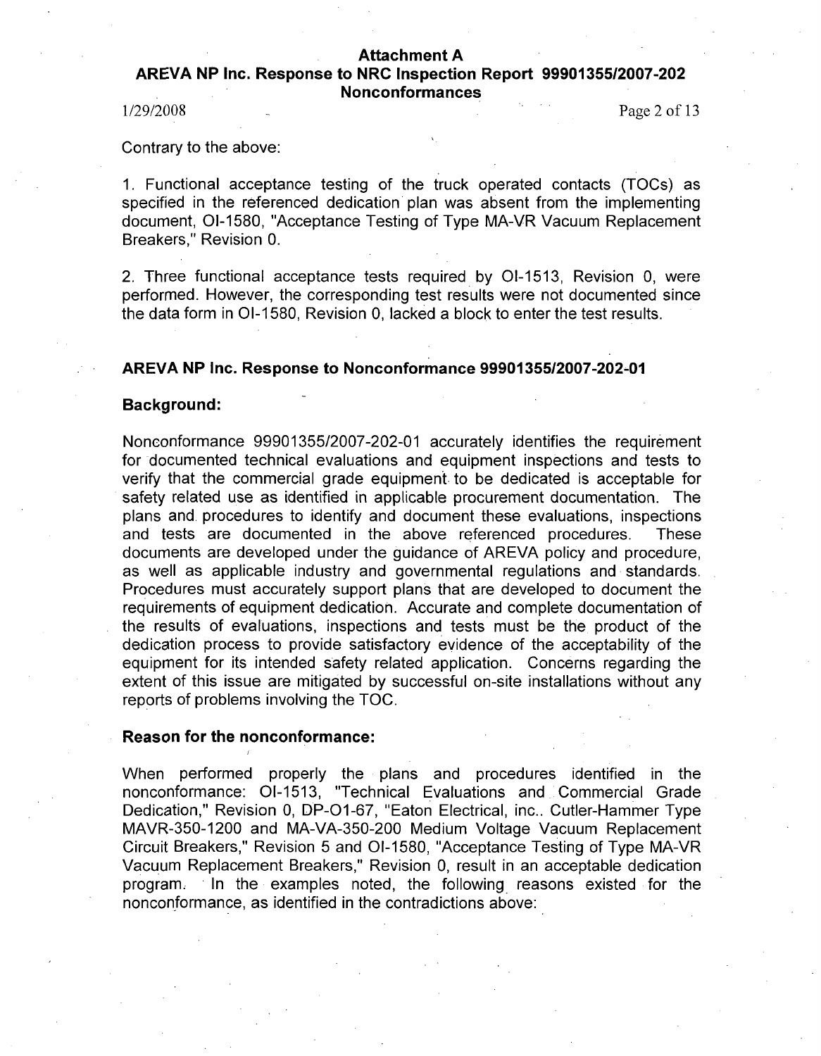Contrary to the above:

1. Functional acceptance testing of the truck operated contacts (TOCs) as specified in the referenced dedication plan was absent from the implementing document, OI-1580, "Acceptance Testing of Type MA-VR Vacuum Replacement Breakers," Revision 0.

2. Three functional acceptance tests required by OI-1513, Revision 0, were performed. However, the corresponding test results were not documented since the data form in OI-1580, Revision 0, lacked a block to enter the test results.

### AREVA NP Inc. Response to Nonconformance 99901355/2007-202-01

#### Background:

Nonconformance 99901355/2007-202-01 accurately identifies the requirement for documented technical evaluations and equipment inspections and tests to verify that the commercial grade equipment to be dedicated is acceptable for safety related use as identified in applicable procurement documentation. The plans and procedures to identify and document these evaluations, inspections and tests are documented in the above referenced procedures. These documents are developed under the guidance of AREVA policy and procedure, as well as applicable industry and governmental regulations and standards. Procedures must accurately support plans that are developed to document the requirements of equipment dedication. Accurate and complete documentation of the results of evaluations, inspections and tests must be the product of the dedication process to provide satisfactory evidence of the acceptability of the equipment for its intended safety related application. Concerns regarding the extent of this issue are mitigated by successful on-site installations without any reports of problems involving the TOC.

#### Reason for the nonconformance:

When performed properly the plans and procedures identified in the nonconformance: OI-1513, "Technical Evaluations and Commercial Grade Dedication," Revision 0, DP-O1-67, "Eaton Electrical, inc.. Cutler-Hammer Type MAVR-350-1200 and MA-VA-350-200 Medium Voltage Vacuum Replacement Circuit Breakers," Revision 5 and OI-1580, "Acceptance Testing of Type MA-VR Vacuum Replacement Breakers," Revision 0, result in an acceptable dedication program. In the examples noted, the following reasons existed for the nonconformance, as identified in the contradictions above: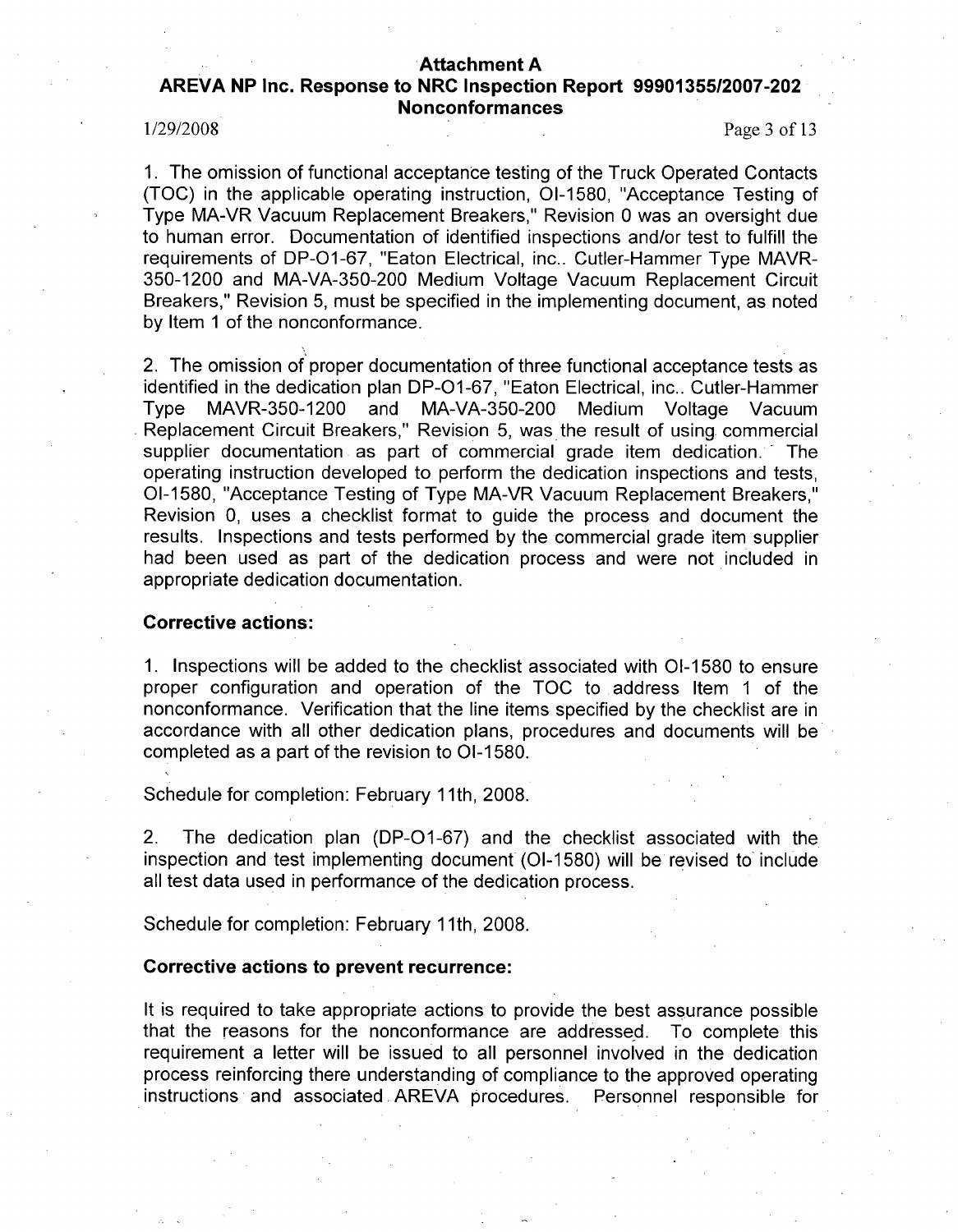1. The omission of functional acceptance testing of the Truck Operated Contacts (TOC) in the applicable operating instruction, OI-1580, "Acceptance Testing of Type MA-VR Vacuum Replacement Breakers," Revision 0 was an oversight due to human error. Documentation of identified inspections and/or test to fulfill the requirements of DP-O1-67, "Eaton Electrical, inc.. Cutler-Hammer Type MAVR-350-1200 and MA-VA-350-200 Medium Voltage Vacuum Replacement Circuit Breakers," Revision 5, must be specified in the implementing document, as noted by Item 1 of the nonconformance.

2. The omission of proper documentation of three functional acceptance tests as identified in the dedication plan DP-O1-67, "Eaton Electrical, inc.. Cutler-Hammer Type MAVR-350-1200 and MA-VA-350-200 Medium Voltage Vacuum Replacement Circuit Breakers," Revision 5, was the result of using commercial supplier documentation as part of commercial grade item dedication. The operating instruction developed to perform the dedication inspections and tests, OI-1580, "Acceptance Testing of Type MA-VR Vacuum Replacement Breakers," Revision 0, uses a checklist format to guide the process and document the results. Inspections and tests performed by the commercial grade item supplier had been used as part of the dedication process and were not included in appropriate dedication documentation.

**Corrective actions:**

1. Inspections will be added to the checklist associated with OI-1580 to ensure proper configuration and operation of the TOC to address Item 1 of the nonconformance. Verification that the line items specified by the checklist are in accordance with all other dedication plans, procedures and documents will be completed as a part of the revision to OI-1580.

Schedule for completion: February 11th, 2008.

2. The dedication plan (DP-O1-67) and the checklist associated with the inspection and test implementing document (OI-1580) will be revised to include all test data used in performance of the dedication process.

Schedule for completion: February 11th, 2008.

**Corrective actions to prevent recurrence:**

It is required to take appropriate actions to provide the best assurance possible that the reasons for the nonconformance are addressed. To complete this requirement a letter will be issued to all personnel involved in the dedication process reinforcing there understanding of compliance to the approved operating instructions and associated AREVA procedures. Personnel responsible for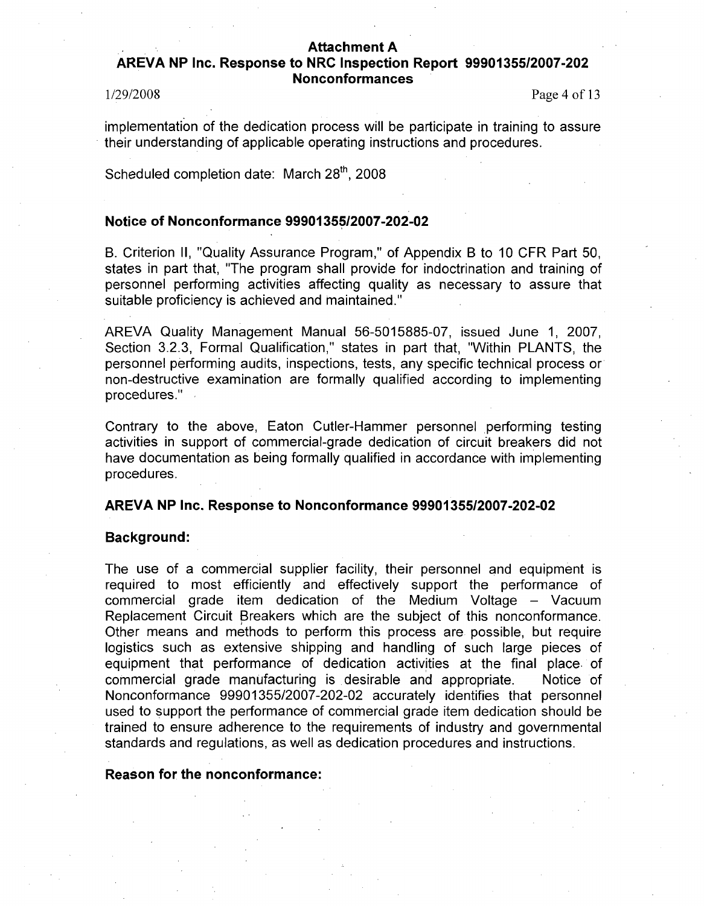implementation of the dedication process will be participate in training to assure their understanding of applicable operating instructions and procedures.

Scheduled completion date: March 28th, 2008

### Notice of Nonconformance 99901355/2007-202-02

B. Criterion II, "Quality Assurance Program," of Appendix B to 10 CFR Part 50, states in part that, "The program shall provide for indoctrination and training of personnel performing activities affecting quality as necessary to assure that suitable proficiency is achieved and maintained."

AREVA Quality Management Manual 56-5015885-07, issued June 1, 2007, Section 3.2.3, Formal Qualification," states in part that, "Within PLANTS, the personnel performing audits, inspections, tests, any specific technical process or non-destructive examination are formally qualified according to implementing procedures."

Contrary to the above, Eaton Cutler-Hammer personnel performing testing activities in support of commercial-grade dedication of circuit breakers did not have documentation as being formally qualified in accordance with implementing procedures.

### AREVA NP Inc. Response to Nonconformance 99901355/2007-202-02

#### Background:

The use of a commercial supplier facility, their personnel and equipment is required to most efficiently and effectively support the performance of commercial grade item dedication of the Medium Voltage – Vacuum Replacement Circuit Breakers which are the subject of this nonconformance. Other means and methods to perform this process are possible, but require logistics such as extensive shipping and handling of such large pieces of equipment that performance of dedication activities at the final place of commercial grade manufacturing is desirable and appropriate. Notice of Nonconformance 99901355/2007-202-02 accurately identifies that personnel used to support the performance of commercial grade item dedication should be trained to ensure adherence to the requirements of industry and governmental standards and regulations, as well as dedication procedures and instructions.

#### Reason for the nonconformance: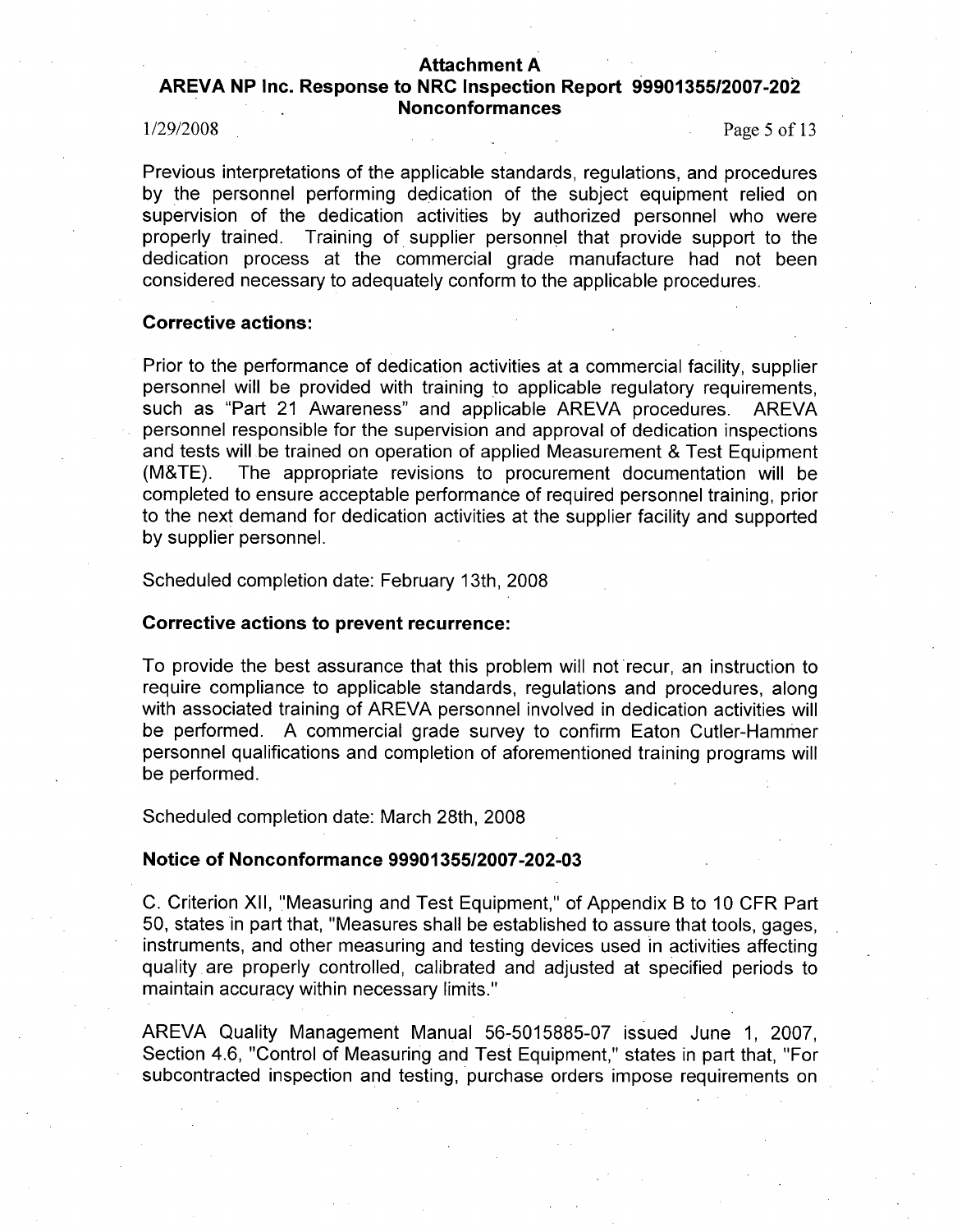Previous interpretations of the applicable standards, regulations, and procedures by the personnel performing dedication of the subject equipment relied on supervision of the dedication activities by authorized personnel who were properly trained. Training of supplier personnel that provide support to the dedication process at the commercial grade manufacture had not been considered necessary to adequately conform to the applicable procedures.

**Corrective actions:**

Prior to the performance of dedication activities at a commercial facility, supplier personnel will be provided with training to applicable regulatory requirements, such as "Part 21 Awareness" and applicable AREVA procedures. AREVA personnel responsible for the supervision and approval of dedication inspections and tests will be trained on operation of applied Measurement & Test Equipment (M&TE). The appropriate revisions to procurement documentation will be completed to ensure acceptable performance of required personnel training, prior to the next demand for dedication activities at the supplier facility and supported by supplier personnel.

Scheduled completion date: February 13th, 2008

**Corrective actions to prevent recurrence:**

To provide the best assurance that this problem will not recur, an instruction to require compliance to applicable standards, regulations and procedures, along with associated training of AREVA personnel involved in dedication activities will be performed. A commercial grade survey to confirm Eaton Cutler-Hammer personnel qualifications and completion of aforementioned training programs will be performed.

Scheduled completion date: March 28th, 2008

**Notice of Nonconformance 99901355/2007-202-03**

C. Criterion XII, "Measuring and Test Equipment," of Appendix B to 10 CFR Part 50, states in part that, "Measures shall be established to assure that tools, gages, instruments, and other measuring and testing devices used in activities affecting quality are properly controlled, calibrated and adjusted at specified periods to maintain accuracy within necessary limits."

AREVA Quality Management Manual 56-5015885-07 issued June 1, 2007, Section 4.6, "Control of Measuring and Test Equipment," states in part that, "For subcontracted inspection and testing, purchase orders impose requirements on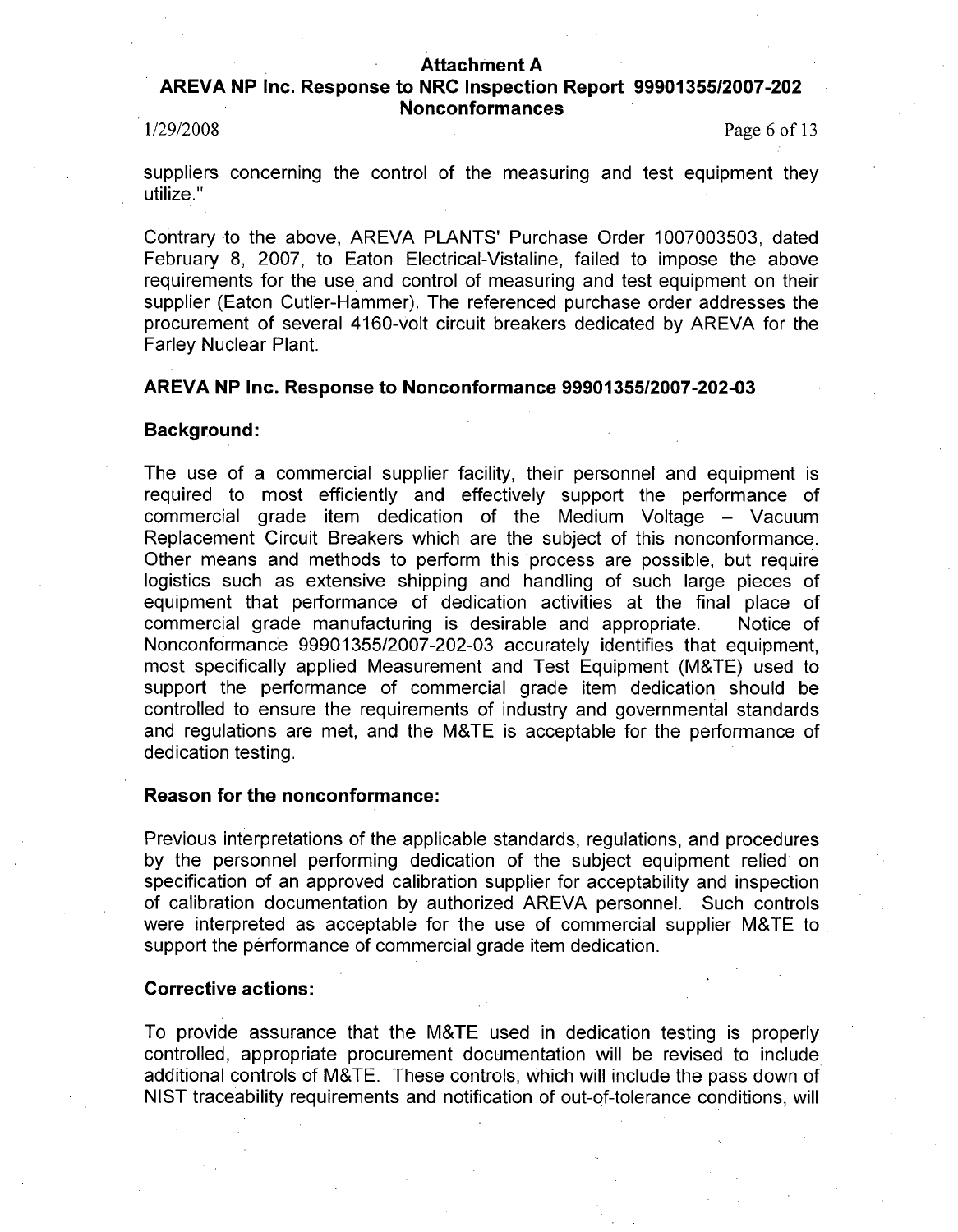suppliers concerning the control of the measuring and test equipment they utilize."

Contrary to the above, AREVA PLANTS' Purchase Order 1007003503, dated February 8, 2007, to Eaton Electrical-Vistaline, failed to impose the above requirements for the use and control of measuring and test equipment on their supplier (Eaton Cutler-Hammer). The referenced purchase order addresses the procurement of several 4160-volt circuit breakers dedicated by AREVA for the Farley Nuclear Plant.

### AREVA NP Inc. Response to Nonconformance 99901355/2007-202-03

#### Background:

The use of a commercial supplier facility, their personnel and equipment is required to most efficiently and effectively support the performance of commercial grade item dedication of the Medium Voltage – Vacuum Replacement Circuit Breakers which are the subject of this nonconformance. Other means and methods to perform this process are possible, but require logistics such as extensive shipping and handling of such large pieces of equipment that performance of dedication activities at the final place of commercial grade manufacturing is desirable and appropriate. Notice of Nonconformance 99901355/2007-202-03 accurately identifies that equipment, most specifically applied Measurement and Test Equipment (M&TE) used to support the performance of commercial grade item dedication should be controlled to ensure the requirements of industry and governmental standards and regulations are met, and the M&TE is acceptable for the performance of dedication testing.

#### Reason for the nonconformance:

Previous interpretations of the applicable standards, regulations, and procedures by the personnel performing dedication of the subject equipment relied on specification of an approved calibration supplier for acceptability and inspection of calibration documentation by authorized AREVA personnel. Such controls were interpreted as acceptable for the use of commercial supplier M&TE to support the performance of commercial grade item dedication.

#### Corrective actions:

To provide assurance that the M&TE used in dedication testing is properly controlled, appropriate procurement documentation will be revised to include additional controls of M&TE. These controls, which will include the pass down of NIST traceability requirements and notification of out-of-tolerance conditions, will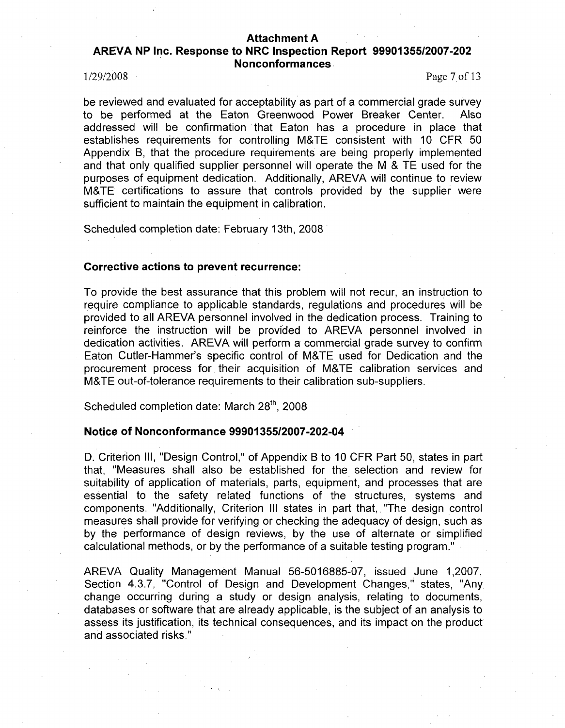be reviewed and evaluated for acceptability as part of a commercial grade survey to be performed at the Eaton Greenwood Power Breaker Center. Also addressed will be confirmation that Eaton has a procedure in place that establishes requirements for controlling M&TE consistent with 10 CFR 50 Appendix B, that the procedure requirements are being properly implemented and that only qualified supplier personnel will operate the M & TE used for the purposes of equipment dedication. Additionally, AREVA will continue to review M&TE certifications to assure that controls provided by the supplier were sufficient to maintain the equipment in calibration.

Scheduled completion date: February 13th, 2008

**Corrective actions to prevent recurrence:**

To provide the best assurance that this problem will not recur, an instruction to require compliance to applicable standards, regulations and procedures will be provided to all AREVA personnel involved in the dedication process. Training to reinforce the instruction will be provided to AREVA personnel involved in dedication activities. AREVA will perform a commercial grade survey to confirm Eaton Cutler-Hammer's specific control of M&TE used for Dedication and the procurement process for their acquisition of M&TE calibration services and M&TE out-of-tolerance requirements to their calibration sub-suppliers.

Scheduled completion date: March 28th, 2008

**Notice of Nonconformance 99901355/2007-202-04**

D. Criterion III, "Design Control," of Appendix B to 10 CFR Part 50, states in part that, "Measures shall also be established for the selection and review for suitability of application of materials, parts, equipment, and processes that are essential to the safety related functions of the structures, systems and components. "Additionally, Criterion III states in part that, "The design control measures shall provide for verifying or checking the adequacy of design, such as by the performance of design reviews, by the use of alternate or simplified calculational methods, or by the performance of a suitable testing program."

AREVA Quality Management Manual 56-5016885-07, issued June 1,2007, Section 4.3.7, "Control of Design and Development Changes," states, "Any change occurring during a study or design analysis, relating to documents, databases or software that are already applicable, is the subject of an analysis to assess its justification, its technical consequences, and its impact on the product and associated risks."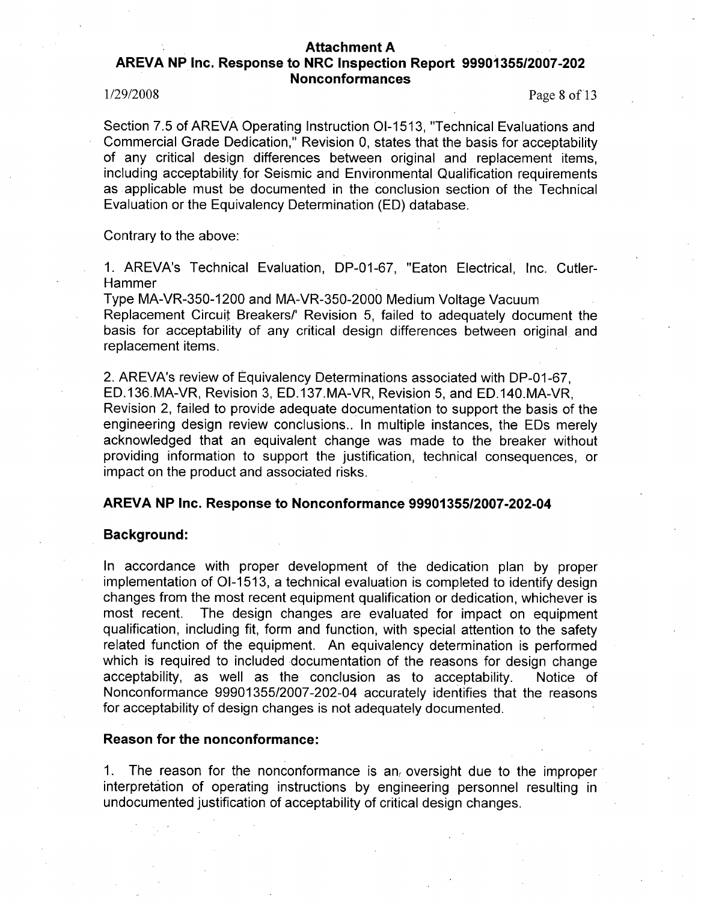Section 7.5 of AREVA Operating Instruction OI-1513, "Technical Evaluations and Commercial Grade Dedication," Revision 0, states that the basis for acceptability of any critical design differences between original and replacement items, including acceptability for Seismic and Environmental Qualification requirements as applicable must be documented in the conclusion section of the Technical Evaluation or the Equivalency Determination (ED) database.

Contrary to the above:

1. AREVA's Technical Evaluation, DP-01-67, "Eaton Electrical, Inc. Cutler-Hammer
Type MA-VR-350-1200 and MA-VR-350-2000 Medium Voltage Vacuum Replacement Circuit Breakers/' Revision 5, failed to adequately document the basis for acceptability of any critical design differences between original and replacement items.

2. AREVA's review of Equivalency Determinations associated with DP-01-67, ED.136.MA-VR, Revision 3, ED.137.MA-VR, Revision 5, and ED.140.MA-VR, Revision 2, failed to provide adequate documentation to support the basis of the engineering design review conclusions.. In multiple instances, the EDs merely acknowledged that an equivalent change was made to the breaker without providing information to support the justification, technical consequences, or impact on the product and associated risks.

### AREVA NP Inc. Response to Nonconformance 99901355/2007-202-04

#### Background:

In accordance with proper development of the dedication plan by proper implementation of OI-1513, a technical evaluation is completed to identify design changes from the most recent equipment qualification or dedication, whichever is most recent. The design changes are evaluated for impact on equipment qualification, including fit, form and function, with special attention to the safety related function of the equipment. An equivalency determination is performed which is required to included documentation of the reasons for design change acceptability, as well as the conclusion as to acceptability. Notice of Nonconformance 99901355/2007-202-04 accurately identifies that the reasons for acceptability of design changes is not adequately documented.

#### Reason for the nonconformance:

1. The reason for the nonconformance is an oversight due to the improper interpretation of operating instructions by engineering personnel resulting in undocumented justification of acceptability of critical design changes.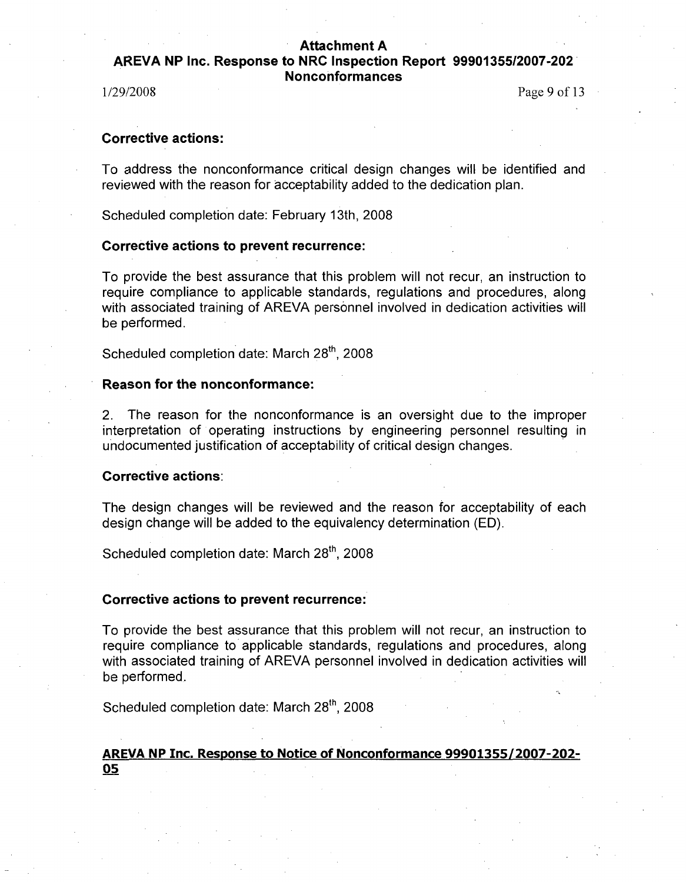**Corrective actions:**

To address the nonconformance critical design changes will be identified and reviewed with the reason for acceptability added to the dedication plan.

Scheduled completion date: February 13th, 2008

**Corrective actions to prevent recurrence:**

To provide the best assurance that this problem will not recur, an instruction to require compliance to applicable standards, regulations and procedures, along with associated training of AREVA personnel involved in dedication activities will be performed.

Scheduled completion date: March 28th, 2008

**Reason for the nonconformance:**

2. The reason for the nonconformance is an oversight due to the improper interpretation of operating instructions by engineering personnel resulting in undocumented justification of acceptability of critical design changes.

**Corrective actions:**

The design changes will be reviewed and the reason for acceptability of each design change will be added to the equivalency determination (ED).

Scheduled completion date: March 28th, 2008

**Corrective actions to prevent recurrence:**

To provide the best assurance that this problem will not recur, an instruction to require compliance to applicable standards, regulations and procedures, along with associated training of AREVA personnel involved in dedication activities will be performed.

Scheduled completion date: March 28th, 2008

## AREVA NP Inc. Response to Notice of Nonconformance 99901355/2007-202-05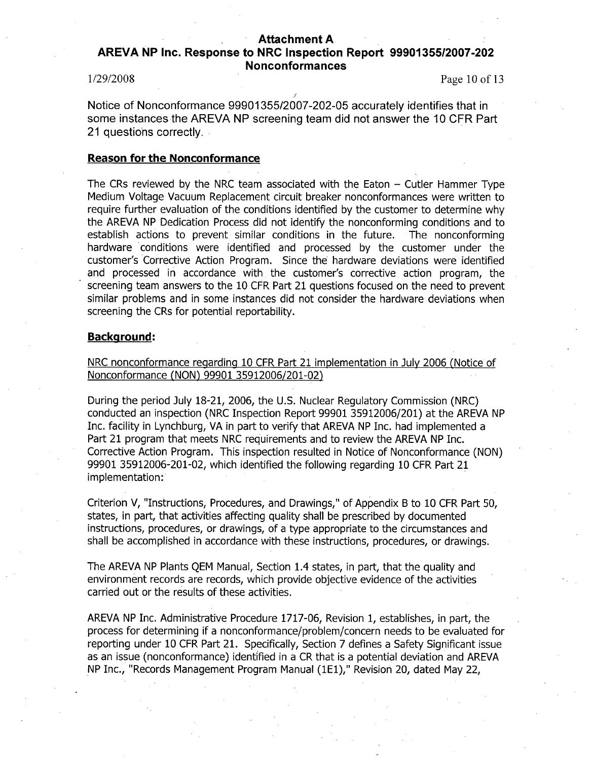Notice of Nonconformance 99901355/2007-202-05 accurately identifies that in some instances the AREVA NP screening team did not answer the 10 CFR Part 21 questions correctly.

**Reason for the Nonconformance**

The CRs reviewed by the NRC team associated with the Eaton – Cutler Hammer Type Medium Voltage Vacuum Replacement circuit breaker nonconformances were written to require further evaluation of the conditions identified by the customer to determine why the AREVA NP Dedication Process did not identify the nonconforming conditions and to establish actions to prevent similar conditions in the future. The nonconforming hardware conditions were identified and processed by the customer under the customer's Corrective Action Program. Since the hardware deviations were identified and processed in accordance with the customer's corrective action program, the screening team answers to the 10 CFR Part 21 questions focused on the need to prevent similar problems and in some instances did not consider the hardware deviations when screening the CRs for potential reportability.

**Background:**

NRC nonconformance regarding 10 CFR Part 21 implementation in July 2006 (Notice of Nonconformance (NON) 99901 35912006/201-02)

During the period July 18-21, 2006, the U.S. Nuclear Regulatory Commission (NRC) conducted an inspection (NRC Inspection Report 99901 35912006/201) at the AREVA NP Inc. facility in Lynchburg, VA in part to verify that AREVA NP Inc. had implemented a Part 21 program that meets NRC requirements and to review the AREVA NP Inc. Corrective Action Program. This inspection resulted in Notice of Nonconformance (NON) 99901 35912006-201-02, which identified the following regarding 10 CFR Part 21 implementation:

Criterion V, "Instructions, Procedures, and Drawings," of Appendix B to 10 CFR Part 50, states, in part, that activities affecting quality shall be prescribed by documented instructions, procedures, or drawings, of a type appropriate to the circumstances and shall be accomplished in accordance with these instructions, procedures, or drawings.

The AREVA NP Plants QEM Manual, Section 1.4 states, in part, that the quality and environment records are records, which provide objective evidence of the activities carried out or the results of these activities.

AREVA NP Inc. Administrative Procedure 1717-06, Revision 1, establishes, in part, the process for determining if a nonconformance/problem/concern needs to be evaluated for reporting under 10 CFR Part 21. Specifically, Section 7 defines a Safety Significant issue as an issue (nonconformance) identified in a CR that is a potential deviation and AREVA NP Inc., "Records Management Program Manual (1E1)," Revision 20, dated May 22,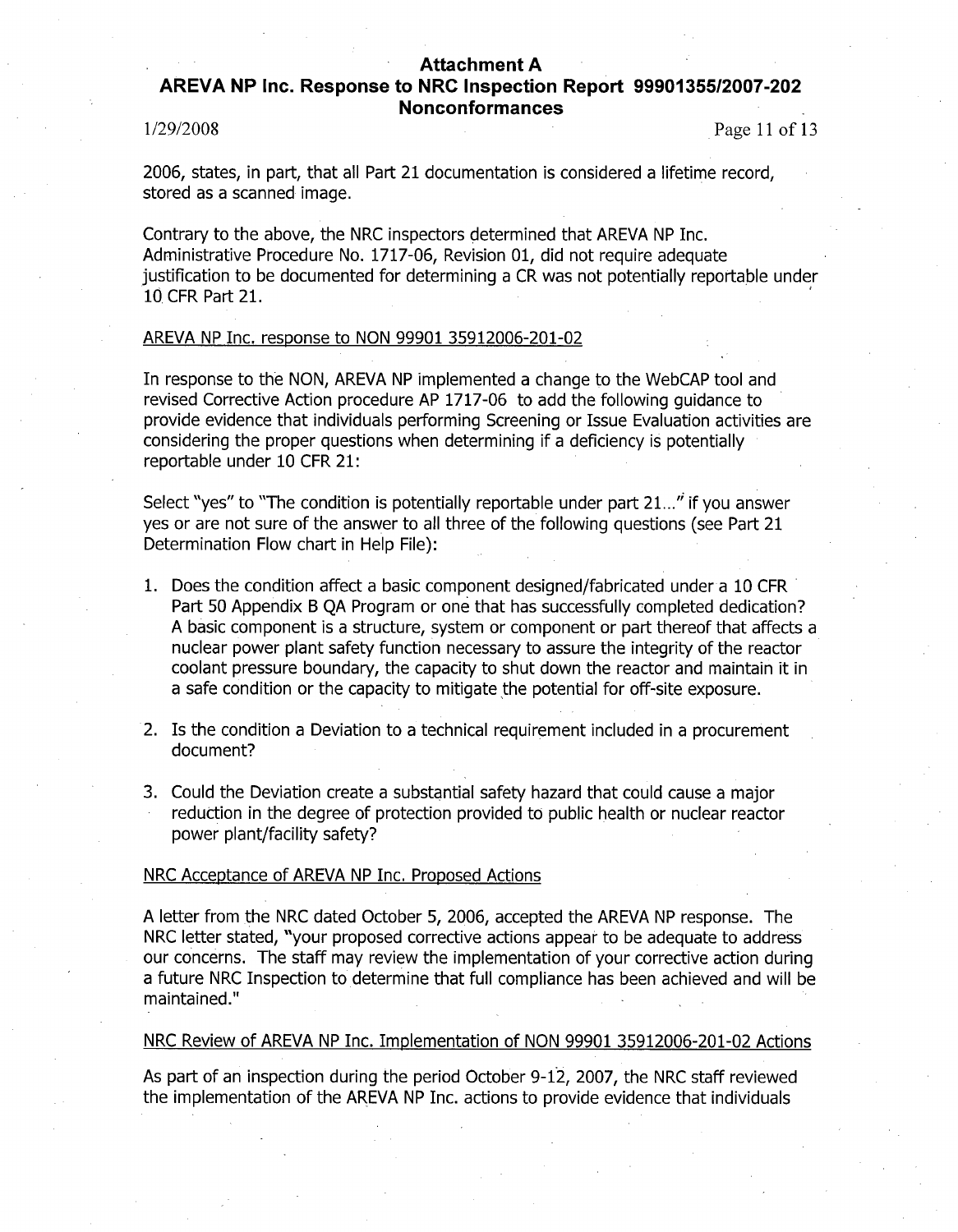2006, states, in part, that all Part 21 documentation is considered a lifetime record, stored as a scanned image.

Contrary to the above, the NRC inspectors determined that AREVA NP Inc. Administrative Procedure No. 1717-06, Revision 01, did not require adequate justification to be documented for determining a CR was not potentially reportable under 10 CFR Part 21.

AREVA NP Inc. response to NON 99901 35912006-201-02

In response to the NON, AREVA NP implemented a change to the WebCAP tool and revised Corrective Action procedure AP 1717-06 to add the following guidance to provide evidence that individuals performing Screening or Issue Evaluation activities are considering the proper questions when determining if a deficiency is potentially reportable under 10 CFR 21:

Select "yes" to "The condition is potentially reportable under part 21..." if you answer yes or are not sure of the answer to all three of the following questions (see Part 21 Determination Flow chart in Help File):

1. Does the condition affect a basic component designed/fabricated under a 10 CFR Part 50 Appendix B QA Program or one that has successfully completed dedication? A basic component is a structure, system or component or part thereof that affects a nuclear power plant safety function necessary to assure the integrity of the reactor coolant pressure boundary, the capacity to shut down the reactor and maintain it in a safe condition or the capacity to mitigate the potential for off-site exposure.

2. Is the condition a Deviation to a technical requirement included in a procurement document?

3. Could the Deviation create a substantial safety hazard that could cause a major reduction in the degree of protection provided to public health or nuclear reactor power plant/facility safety?

NRC Acceptance of AREVA NP Inc. Proposed Actions

A letter from the NRC dated October 5, 2006, accepted the AREVA NP response. The NRC letter stated, "your proposed corrective actions appear to be adequate to address our concerns. The staff may review the implementation of your corrective action during a future NRC Inspection to determine that full compliance has been achieved and will be maintained."

NRC Review of AREVA NP Inc. Implementation of NON 99901 35912006-201-02 Actions

As part of an inspection during the period October 9-12, 2007, the NRC staff reviewed the implementation of the AREVA NP Inc. actions to provide evidence that individuals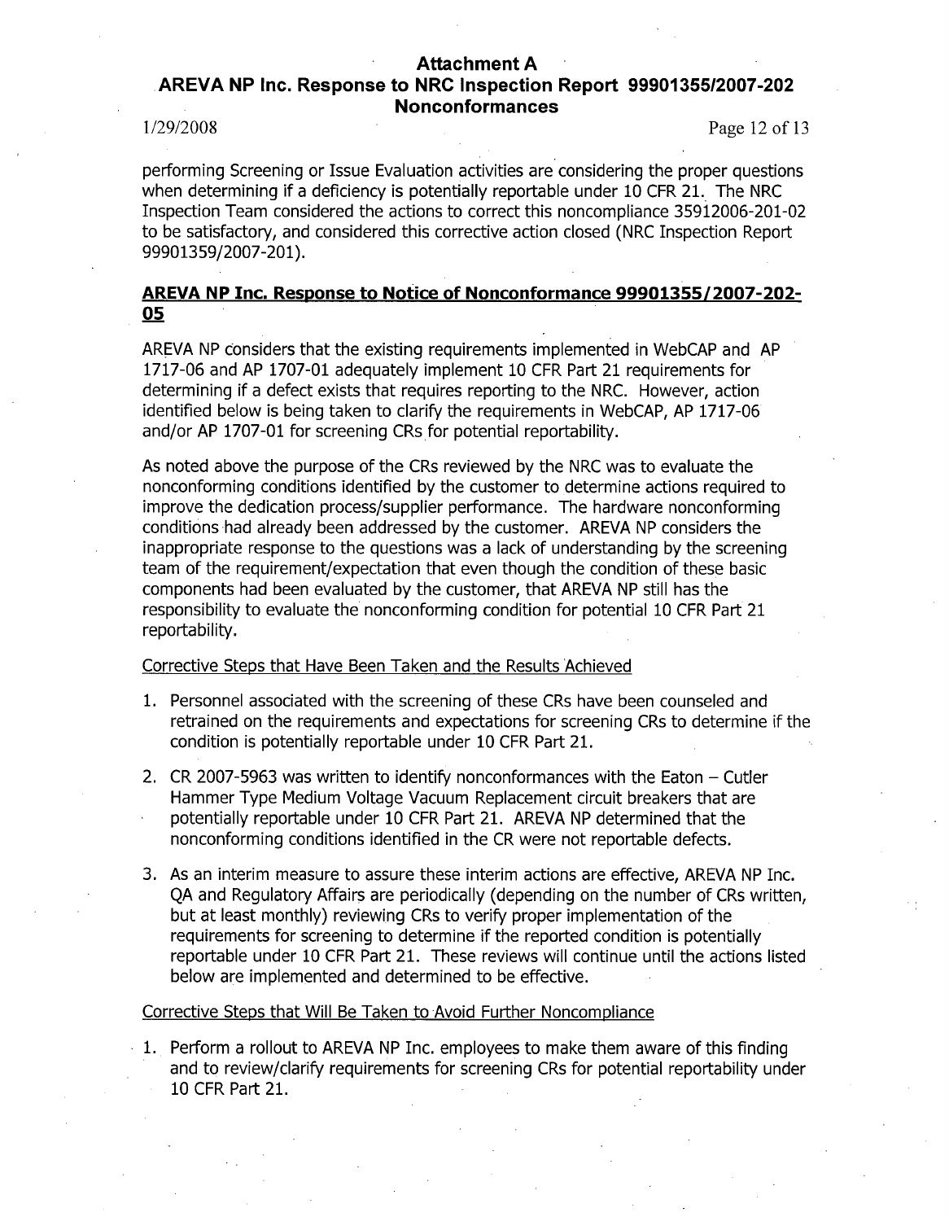performing Screening or Issue Evaluation activities are considering the proper questions when determining if a deficiency is potentially reportable under 10 CFR 21. The NRC Inspection Team considered the actions to correct this noncompliance 35912006-201-02 to be satisfactory, and considered this corrective action closed (NRC Inspection Report 99901359/2007-201).

## AREVA NP Inc. Response to Notice of Nonconformance 99901355/2007-202-05

AREVA NP considers that the existing requirements implemented in WebCAP and AP 1717-06 and AP 1707-01 adequately implement 10 CFR Part 21 requirements for determining if a defect exists that requires reporting to the NRC. However, action identified below is being taken to clarify the requirements in WebCAP, AP 1717-06 and/or AP 1707-01 for screening CRs for potential reportability.

As noted above the purpose of the CRs reviewed by the NRC was to evaluate the nonconforming conditions identified by the customer to determine actions required to improve the dedication process/supplier performance. The hardware nonconforming conditions had already been addressed by the customer. AREVA NP considers the inappropriate response to the questions was a lack of understanding by the screening team of the requirement/expectation that even though the condition of these basic components had been evaluated by the customer, that AREVA NP still has the responsibility to evaluate the nonconforming condition for potential 10 CFR Part 21 reportability.

Corrective Steps that Have Been Taken and the Results Achieved

1. Personnel associated with the screening of these CRs have been counseled and retrained on the requirements and expectations for screening CRs to determine if the condition is potentially reportable under 10 CFR Part 21.
2. CR 2007-5963 was written to identify nonconformances with the Eaton – Cutler Hammer Type Medium Voltage Vacuum Replacement circuit breakers that are potentially reportable under 10 CFR Part 21. AREVA NP determined that the nonconforming conditions identified in the CR were not reportable defects.
3. As an interim measure to assure these interim actions are effective, AREVA NP Inc. QA and Regulatory Affairs are periodically (depending on the number of CRs written, but at least monthly) reviewing CRs to verify proper implementation of the requirements for screening to determine if the reported condition is potentially reportable under 10 CFR Part 21. These reviews will continue until the actions listed below are implemented and determined to be effective.

Corrective Steps that Will Be Taken to Avoid Further Noncompliance

1. Perform a rollout to AREVA NP Inc. employees to make them aware of this finding and to review/clarify requirements for screening CRs for potential reportability under 10 CFR Part 21.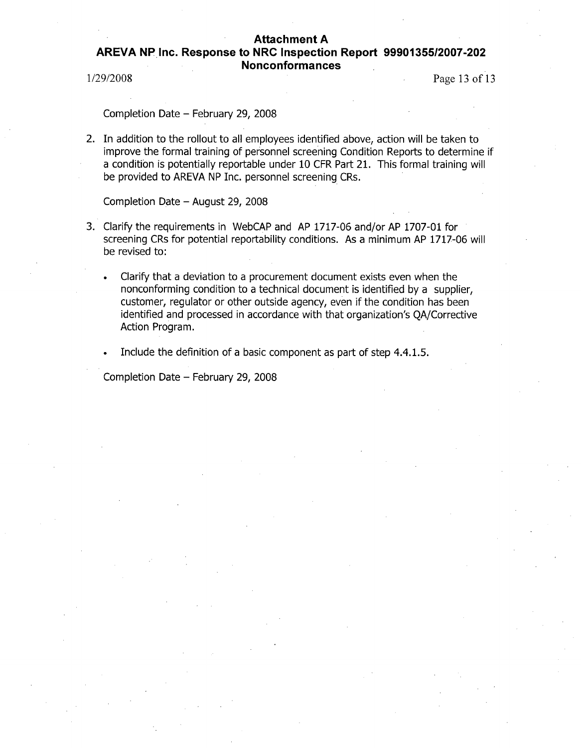Completion Date – February 29, 2008

2. In addition to the rollout to all employees identified above, action will be taken to improve the formal training of personnel screening Condition Reports to determine if a condition is potentially reportable under 10 CFR Part 21. This formal training will be provided to AREVA NP Inc. personnel screening CRs.

   Completion Date – August 29, 2008

3. Clarify the requirements in WebCAP and AP 1717-06 and/or AP 1707-01 for screening CRs for potential reportability conditions. As a minimum AP 1717-06 will be revised to:

   - Clarify that a deviation to a procurement document exists even when the nonconforming condition to a technical document is identified by a supplier, customer, regulator or other outside agency, even if the condition has been identified and processed in accordance with that organization's QA/Corrective Action Program.

   - Include the definition of a basic component as part of step 4.4.1.5.

   Completion Date – February 29, 2008